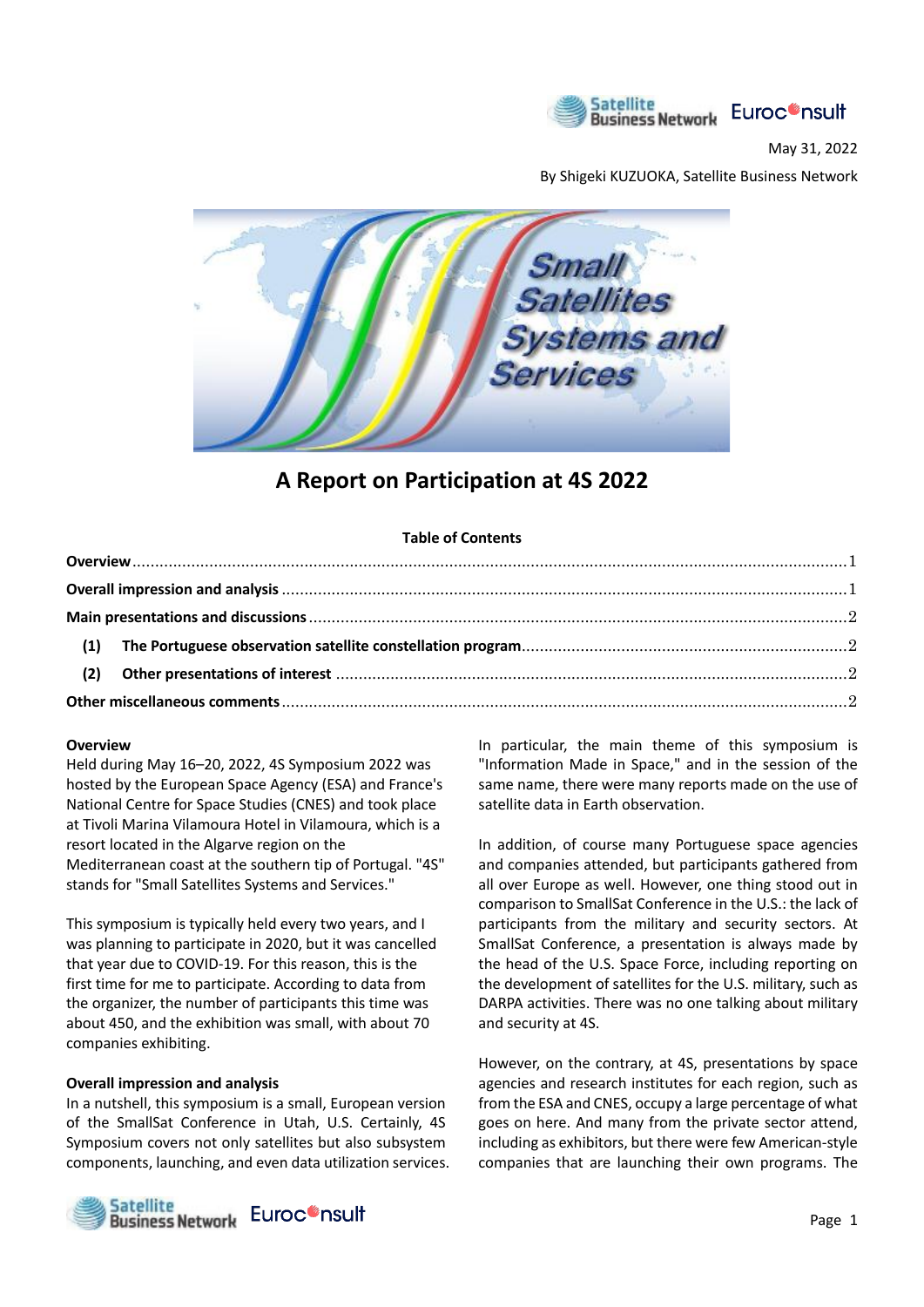May 31, 2022

By Shigeki KUZUOKA, Satellite Business Network

# A Report on Participation at 4S 2022

**Table of Contents**

- **Overview** .......... 1
- **Overall impression and analysis** .......... 1
- **Main presentations and discussions** .......... 2
  - **(1) The Portuguese observation satellite constellation program** .......... 2
  - **(2) Other presentations of interest** .......... 2
- **Other miscellaneous comments** .......... 2

## Overview

Held during May 16–20, 2022, 4S Symposium 2022 was hosted by the European Space Agency (ESA) and France's National Centre for Space Studies (CNES) and took place at Tivoli Marina Vilamoura Hotel in Vilamoura, which is a resort located in the Algarve region on the Mediterranean coast at the southern tip of Portugal. "4S" stands for "Small Satellites Systems and Services."

This symposium is typically held every two years, and I was planning to participate in 2020, but it was cancelled that year due to COVID-19. For this reason, this is the first time for me to participate. According to data from the organizer, the number of participants this time was about 450, and the exhibition was small, with about 70 companies exhibiting.

## Overall impression and analysis

In a nutshell, this symposium is a small, European version of the SmallSat Conference in Utah, U.S. Certainly, 4S Symposium covers not only satellites but also subsystem components, launching, and even data utilization services. In particular, the main theme of this symposium is "Information Made in Space," and in the session of the same name, there were many reports made on the use of satellite data in Earth observation.

In addition, of course many Portuguese space agencies and companies attended, but participants gathered from all over Europe as well. However, one thing stood out in comparison to SmallSat Conference in the U.S.: the lack of participants from the military and security sectors. At SmallSat Conference, a presentation is always made by the head of the U.S. Space Force, including reporting on the development of satellites for the U.S. military, such as DARPA activities. There was no one talking about military and security at 4S.

However, on the contrary, at 4S, presentations by space agencies and research institutes for each region, such as from the ESA and CNES, occupy a large percentage of what goes on here. And many from the private sector attend, including as exhibitors, but there were few American-style companies that are launching their own programs. The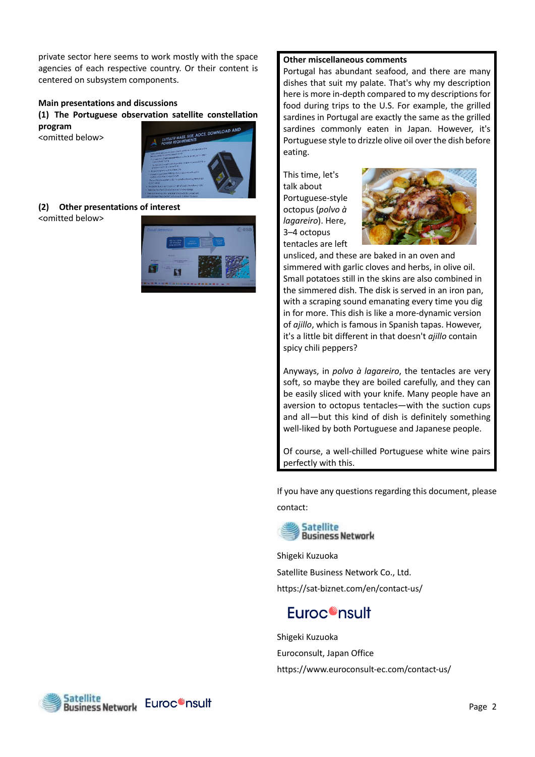private sector here seems to work mostly with the space agencies of each respective country. Or their content is centered on subsystem components.

**Main presentations and discussions**

**(1) The Portuguese observation satellite constellation program**

<omitted below>

**(2) Other presentations of interest**

<omitted below>

**Other miscellaneous comments**

Portugal has abundant seafood, and there are many dishes that suit my palate. That's why my description here is more in-depth compared to my descriptions for food during trips to the U.S. For example, the grilled sardines in Portugal are exactly the same as the grilled sardines commonly eaten in Japan. However, it's Portuguese style to drizzle olive oil over the dish before eating.

This time, let's talk about Portuguese-style octopus (*polvo à lagareiro*). Here, 3–4 octopus tentacles are left unsliced, and these are baked in an oven and simmered with garlic cloves and herbs, in olive oil. Small potatoes still in the skins are also combined in the simmered dish. The disk is served in an iron pan, with a scraping sound emanating every time you dig in for more. This dish is like a more-dynamic version of *ajillo*, which is famous in Spanish tapas. However, it's a little bit different in that doesn't *ajillo* contain spicy chili peppers?

Anyways, in *polvo à lagareiro*, the tentacles are very soft, so maybe they are boiled carefully, and they can be easily sliced with your knife. Many people have an aversion to octopus tentacles—with the suction cups and all—but this kind of dish is definitely something well-liked by both Portuguese and Japanese people.

Of course, a well-chilled Portuguese white wine pairs perfectly with this.

If you have any questions regarding this document, please contact:

Satellite Business Network

Shigeki Kuzuoka

Satellite Business Network Co., Ltd.

https://sat-biznet.com/en/contact-us/

Euroconsult

Shigeki Kuzuoka

Euroconsult, Japan Office

https://www.euroconsult-ec.com/contact-us/